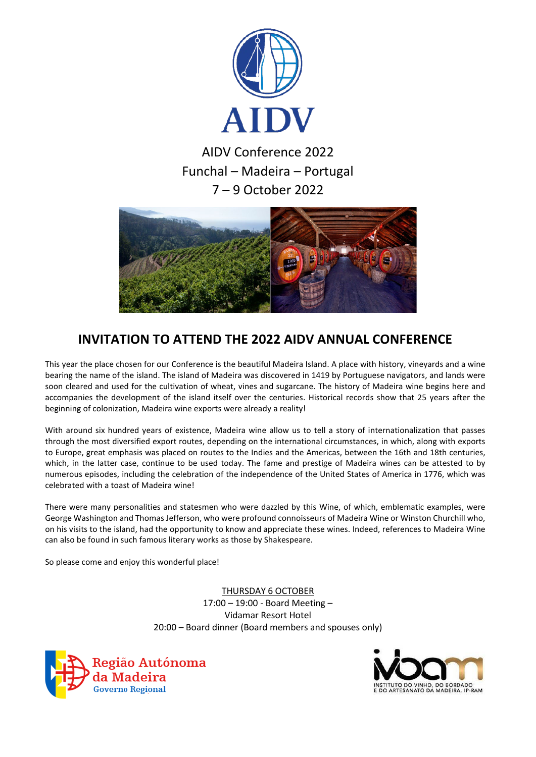AIDV

AIDV Conference 2022
Funchal – Madeira – Portugal
7 – 9 October 2022

# INVITATION TO ATTEND THE 2022 AIDV ANNUAL CONFERENCE

This year the place chosen for our Conference is the beautiful Madeira Island. A place with history, vineyards and a wine bearing the name of the island. The island of Madeira was discovered in 1419 by Portuguese navigators, and lands were soon cleared and used for the cultivation of wheat, vines and sugarcane. The history of Madeira wine begins here and accompanies the development of the island itself over the centuries. Historical records show that 25 years after the beginning of colonization, Madeira wine exports were already a reality!

With around six hundred years of existence, Madeira wine allow us to tell a story of internationalization that passes through the most diversified export routes, depending on the international circumstances, in which, along with exports to Europe, great emphasis was placed on routes to the Indies and the Americas, between the 16th and 18th centuries, which, in the latter case, continue to be used today. The fame and prestige of Madeira wines can be attested to by numerous episodes, including the celebration of the independence of the United States of America in 1776, which was celebrated with a toast of Madeira wine!

There were many personalities and statesmen who were dazzled by this Wine, of which, emblematic examples, were George Washington and Thomas Jefferson, who were profound connoisseurs of Madeira Wine or Winston Churchill who, on his visits to the island, had the opportunity to know and appreciate these wines. Indeed, references to Madeira Wine can also be found in such famous literary works as those by Shakespeare.

So please come and enjoy this wonderful place!

THURSDAY 6 OCTOBER
17:00 – 19:00 - Board Meeting –
Vidamar Resort Hotel
20:00 – Board dinner (Board members and spouses only)

Região Autónoma da Madeira
Governo Regional

IVBAM
INSTITUTO DO VINHO, DO BORDADO E DO ARTESANATO DA MADEIRA, IP-RAM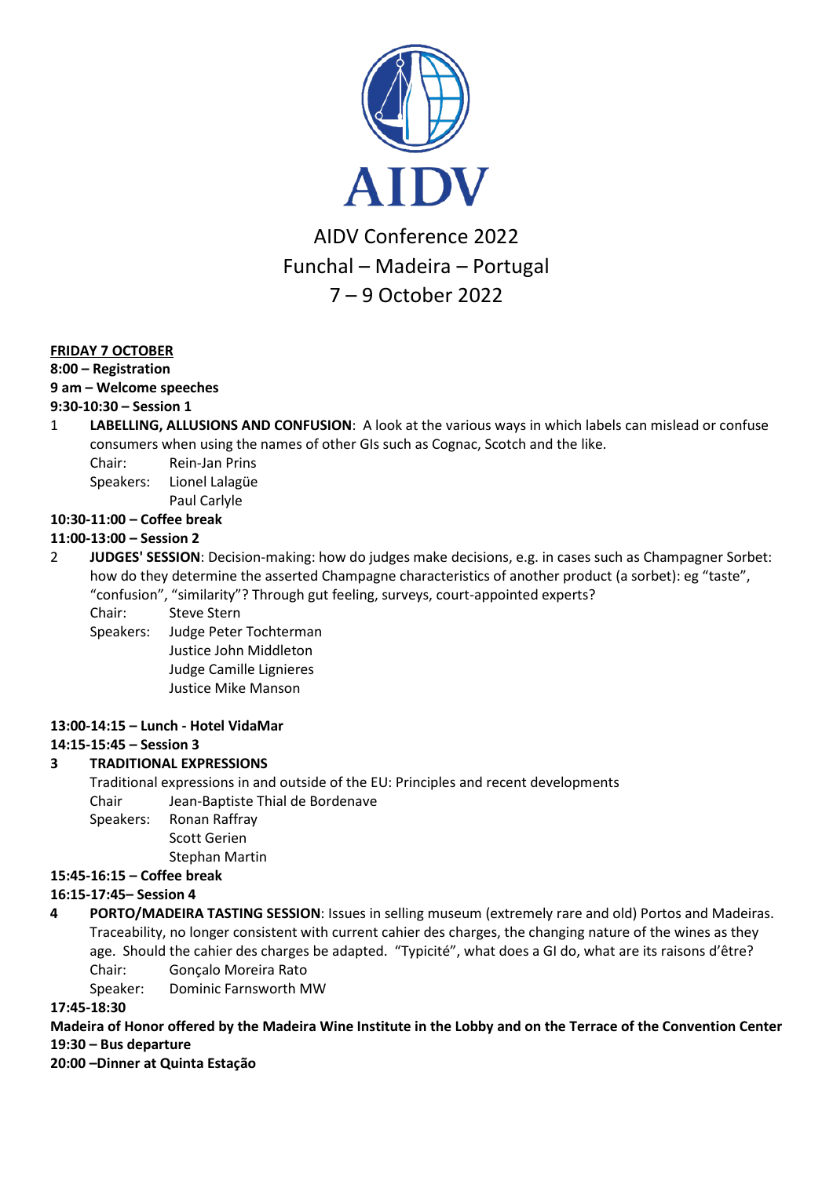AIDV

# AIDV Conference 2022
## Funchal – Madeira – Portugal
## 7 – 9 October 2022

**FRIDAY 7 OCTOBER**

**8:00 – Registration**

**9 am – Welcome speeches**

**9:30-10:30 – Session 1**

1 **LABELLING, ALLUSIONS AND CONFUSION**: A look at the various ways in which labels can mislead or confuse consumers when using the names of other GIs such as Cognac, Scotch and the like.

Chair: Rein-Jan Prins

Speakers: Lionel Lalagüe
Paul Carlyle

**10:30-11:00 – Coffee break**

**11:00-13:00 – Session 2**

2 **JUDGES' SESSION**: Decision-making: how do judges make decisions, e.g. in cases such as Champagner Sorbet: how do they determine the asserted Champagne characteristics of another product (a sorbet): eg "taste", "confusion", "similarity"? Through gut feeling, surveys, court-appointed experts?

Chair: Steve Stern

Speakers: Judge Peter Tochterman
Justice John Middleton
Judge Camille Lignieres
Justice Mike Manson

**13:00-14:15 – Lunch - Hotel VidaMar**

**14:15-15:45 – Session 3**

**3 TRADITIONAL EXPRESSIONS**

Traditional expressions in and outside of the EU: Principles and recent developments

Chair Jean-Baptiste Thial de Bordenave

Speakers: Ronan Raffray
Scott Gerien
Stephan Martin

**15:45-16:15 – Coffee break**

**16:15-17:45– Session 4**

**4 PORTO/MADEIRA TASTING SESSION**: Issues in selling museum (extremely rare and old) Portos and Madeiras. Traceability, no longer consistent with current cahier des charges, the changing nature of the wines as they age. Should the cahier des charges be adapted. "Typicité", what does a GI do, what are its raisons d'être?

Chair: Gonçalo Moreira Rato

Speaker: Dominic Farnsworth MW

**17:45-18:30**

**Madeira of Honor offered by the Madeira Wine Institute in the Lobby and on the Terrace of the Convention Center**

**19:30 – Bus departure**

**20:00 –Dinner at Quinta Estação**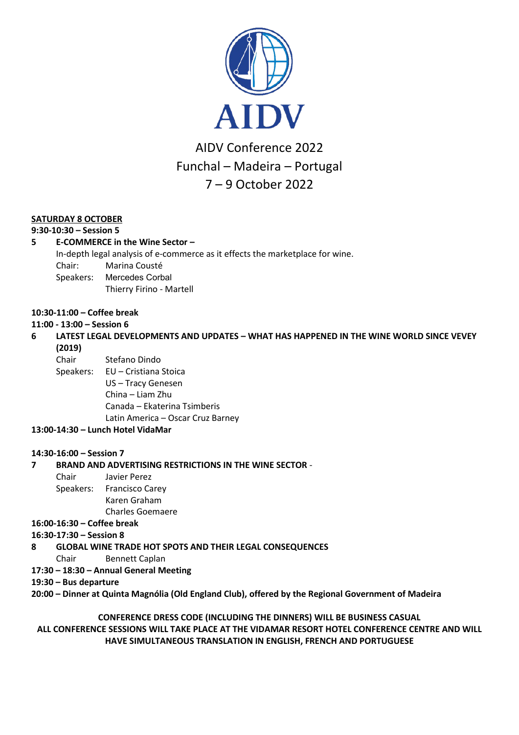# AIDV

AIDV Conference 2022
Funchal – Madeira – Portugal
7 – 9 October 2022

**<u>SATURDAY 8 OCTOBER</u>**

**9:30-10:30 – Session 5**

**5 E-COMMERCE in the Wine Sector –**

In-depth legal analysis of e-commerce as it effects the marketplace for wine.

Chair: Marina Cousté
Speakers: Mercedes Corbal
Thierry Firino - Martell

**10:30-11:00 – Coffee break**

**11:00 - 13:00 – Session 6**

**6 LATEST LEGAL DEVELOPMENTS AND UPDATES – WHAT HAS HAPPENED IN THE WINE WORLD SINCE VEVEY (2019)**

Chair Stefano Dindo
Speakers: EU – Cristiana Stoica
US – Tracy Genesen
China – Liam Zhu
Canada – Ekaterina Tsimberis
Latin America – Oscar Cruz Barney

**13:00-14:30 – Lunch Hotel VidaMar**

**14:30-16:00 – Session 7**

**7 BRAND AND ADVERTISING RESTRICTIONS IN THE WINE SECTOR** -

Chair Javier Perez
Speakers: Francisco Carey
Karen Graham
Charles Goemaere

**16:00-16:30 – Coffee break**

**16:30-17:30 – Session 8**

**8 GLOBAL WINE TRADE HOT SPOTS AND THEIR LEGAL CONSEQUENCES**

Chair Bennett Caplan

**17:30 – 18:30 – Annual General Meeting**

**19:30 – Bus departure**

**20:00 – Dinner at Quinta Magnólia (Old England Club), offered by the Regional Government of Madeira**

**CONFERENCE DRESS CODE (INCLUDING THE DINNERS) WILL BE BUSINESS CASUAL**
**ALL CONFERENCE SESSIONS WILL TAKE PLACE AT THE VIDAMAR RESORT HOTEL CONFERENCE CENTRE AND WILL HAVE SIMULTANEOUS TRANSLATION IN ENGLISH, FRENCH AND PORTUGUESE**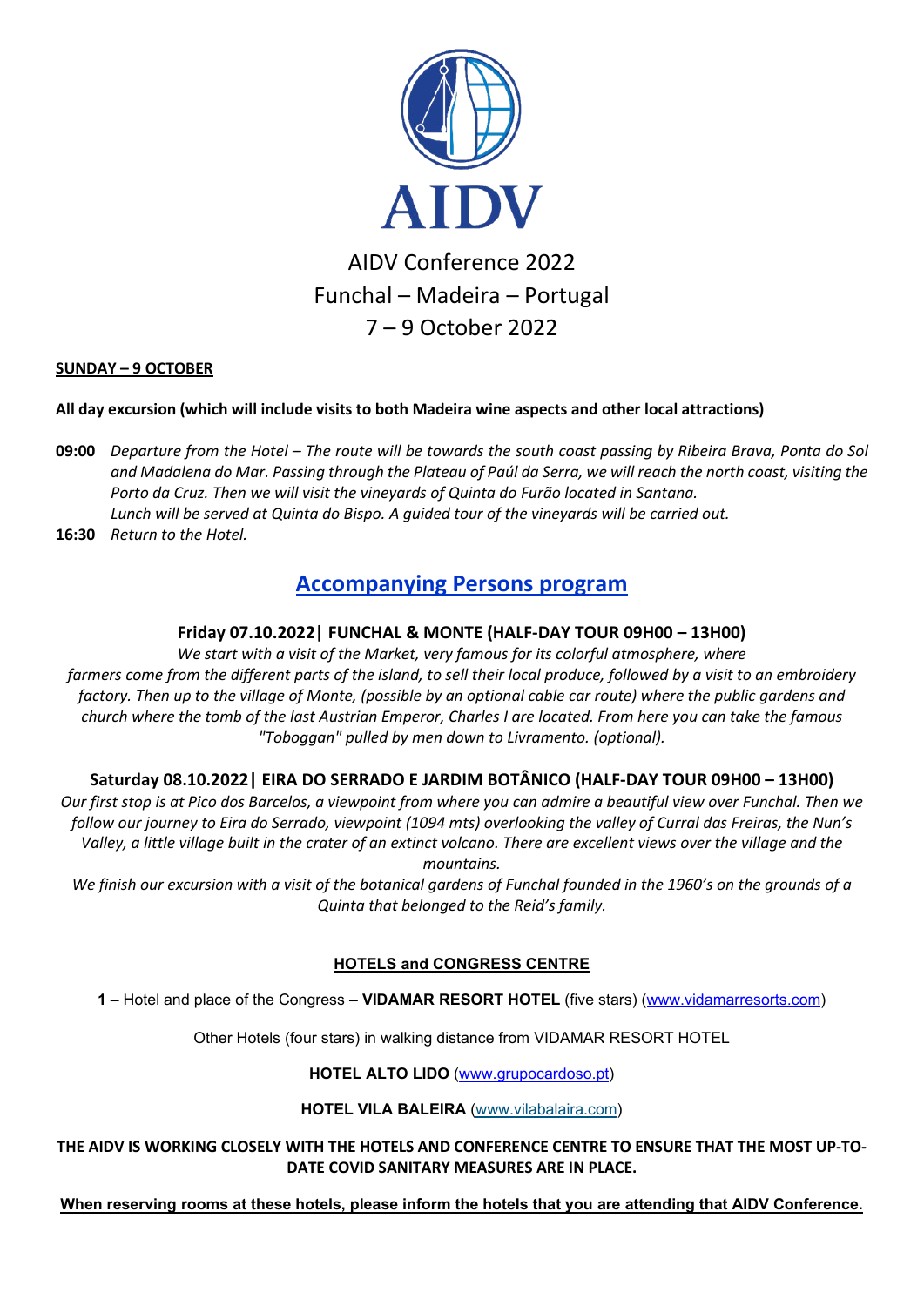AIDV

AIDV Conference 2022
Funchal – Madeira – Portugal
7 – 9 October 2022

**SUNDAY – 9 OCTOBER**

**All day excursion (which will include visits to both Madeira wine aspects and other local attractions)**

**09:00** *Departure from the Hotel – The route will be towards the south coast passing by Ribeira Brava, Ponta do Sol and Madalena do Mar. Passing through the Plateau of Paúl da Serra, we will reach the north coast, visiting the Porto da Cruz. Then we will visit the vineyards of Quinta do Furão located in Santana.*
*Lunch will be served at Quinta do Bispo. A guided tour of the vineyards will be carried out.*

**16:30** *Return to the Hotel.*

## Accompanying Persons program

### Friday 07.10.2022| FUNCHAL & MONTE (HALF-DAY TOUR 09H00 – 13H00)

*We start with a visit of the Market, very famous for its colorful atmosphere, where farmers come from the different parts of the island, to sell their local produce, followed by a visit to an embroidery factory. Then up to the village of Monte, (possible by an optional cable car route) where the public gardens and church where the tomb of the last Austrian Emperor, Charles I are located. From here you can take the famous "Toboggan" pulled by men down to Livramento. (optional).*

### Saturday 08.10.2022| EIRA DO SERRADO E JARDIM BOTÂNICO (HALF-DAY TOUR 09H00 – 13H00)

*Our first stop is at Pico dos Barcelos, a viewpoint from where you can admire a beautiful view over Funchal. Then we follow our journey to Eira do Serrado, viewpoint (1094 mts) overlooking the valley of Curral das Freiras, the Nun's Valley, a little village built in the crater of an extinct volcano. There are excellent views over the village and the mountains.*

*We finish our excursion with a visit of the botanical gardens of Funchal founded in the 1960's on the grounds of a Quinta that belonged to the Reid's family.*

**HOTELS and CONGRESS CENTRE**

**1** – Hotel and place of the Congress – **VIDAMAR RESORT HOTEL** (five stars) (www.vidamarresorts.com)

Other Hotels (four stars) in walking distance from VIDAMAR RESORT HOTEL

**HOTEL ALTO LIDO** (www.grupocardoso.pt)

**HOTEL VILA BALEIRA** (www.vilabalaira.com)

**THE AIDV IS WORKING CLOSELY WITH THE HOTELS AND CONFERENCE CENTRE TO ENSURE THAT THE MOST UP-TO-DATE COVID SANITARY MEASURES ARE IN PLACE.**

**When reserving rooms at these hotels, please inform the hotels that you are attending that AIDV Conference.**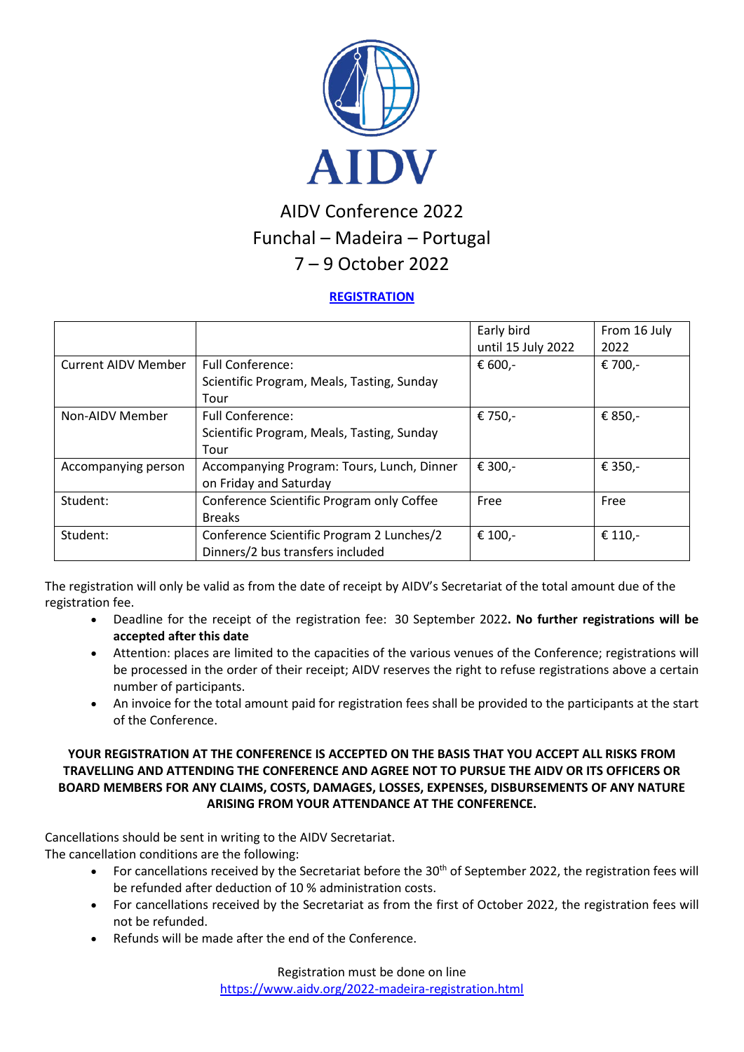AIDV

# AIDV Conference 2022
# Funchal – Madeira – Portugal
# 7 – 9 October 2022

**REGISTRATION**

| | | Early bird until 15 July 2022 | From 16 July 2022 |
|---|---|---|---|
| Current AIDV Member | Full Conference: Scientific Program, Meals, Tasting, Sunday Tour | € 600,- | € 700,- |
| Non-AIDV Member | Full Conference: Scientific Program, Meals, Tasting, Sunday Tour | € 750,- | € 850,- |
| Accompanying person | Accompanying Program: Tours, Lunch, Dinner on Friday and Saturday | € 300,- | € 350,- |
| Student: | Conference Scientific Program only Coffee Breaks | Free | Free |
| Student: | Conference Scientific Program 2 Lunches/2 Dinners/2 bus transfers included | € 100,- | € 110,- |

The registration will only be valid as from the date of receipt by AIDV's Secretariat of the total amount due of the registration fee.

- Deadline for the receipt of the registration fee: 30 September 2022**. No further registrations will be accepted after this date**
- Attention: places are limited to the capacities of the various venues of the Conference; registrations will be processed in the order of their receipt; AIDV reserves the right to refuse registrations above a certain number of participants.
- An invoice for the total amount paid for registration fees shall be provided to the participants at the start of the Conference.

**YOUR REGISTRATION AT THE CONFERENCE IS ACCEPTED ON THE BASIS THAT YOU ACCEPT ALL RISKS FROM TRAVELLING AND ATTENDING THE CONFERENCE AND AGREE NOT TO PURSUE THE AIDV OR ITS OFFICERS OR BOARD MEMBERS FOR ANY CLAIMS, COSTS, DAMAGES, LOSSES, EXPENSES, DISBURSEMENTS OF ANY NATURE ARISING FROM YOUR ATTENDANCE AT THE CONFERENCE.**

Cancellations should be sent in writing to the AIDV Secretariat.
The cancellation conditions are the following:

- For cancellations received by the Secretariat before the 30th of September 2022, the registration fees will be refunded after deduction of 10 % administration costs.
- For cancellations received by the Secretariat as from the first of October 2022, the registration fees will not be refunded.
- Refunds will be made after the end of the Conference.

Registration must be done on line
https://www.aidv.org/2022-madeira-registration.html